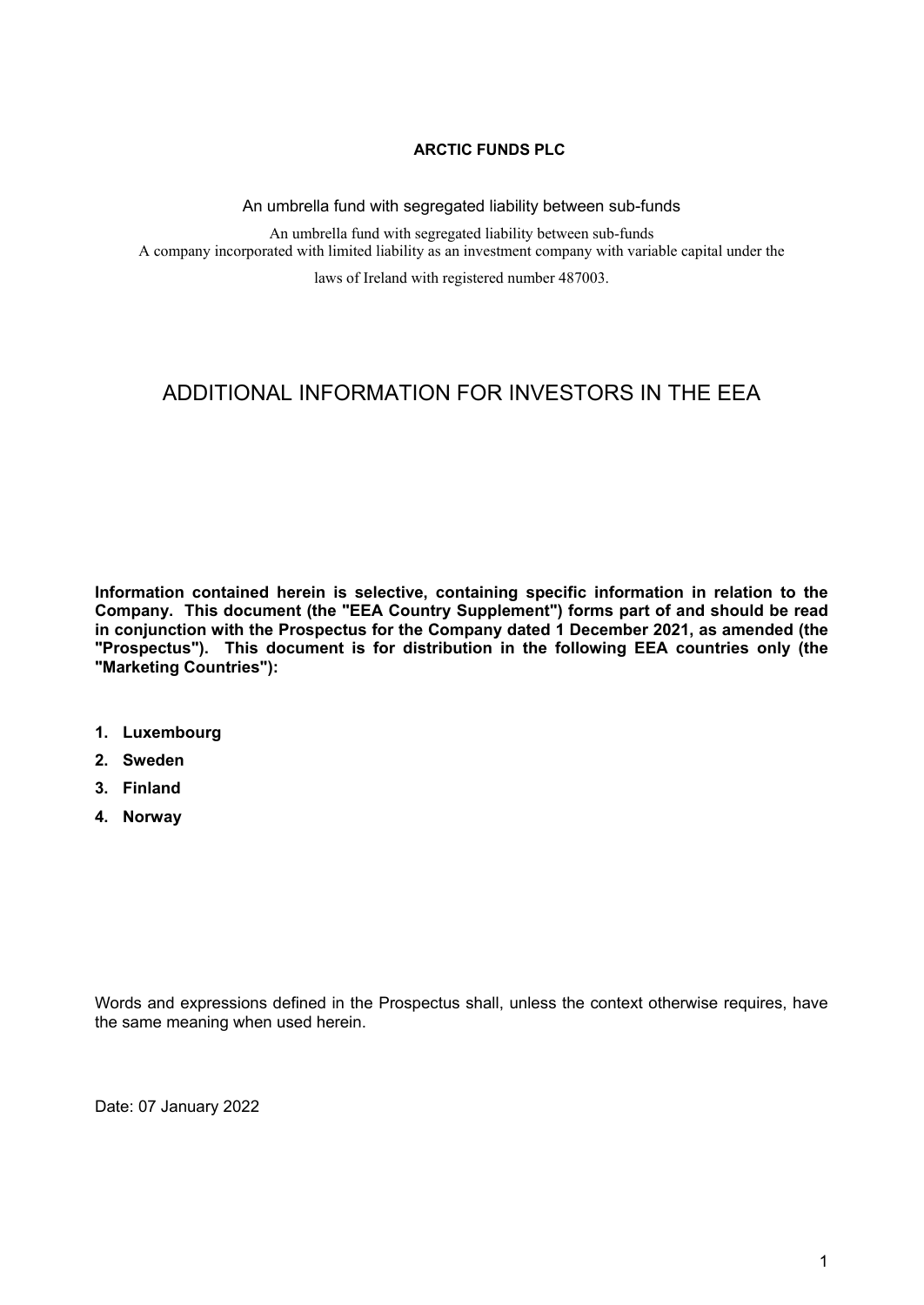**ARCTIC FUNDS PLC**

An umbrella fund with segregated liability between sub-funds

An umbrella fund with segregated liability between sub-funds
A company incorporated with limited liability as an investment company with variable capital under the laws of Ireland with registered number 487003.

# ADDITIONAL INFORMATION FOR INVESTORS IN THE EEA

**Information contained herein is selective, containing specific information in relation to the Company. This document (the "EEA Country Supplement") forms part of and should be read in conjunction with the Prospectus for the Company dated 1 December 2021, as amended (the "Prospectus"). This document is for distribution in the following EEA countries only (the "Marketing Countries"):**

1. **Luxembourg**
2. **Sweden**
3. **Finland**
4. **Norway**

Words and expressions defined in the Prospectus shall, unless the context otherwise requires, have the same meaning when used herein.

Date: 07 January 2022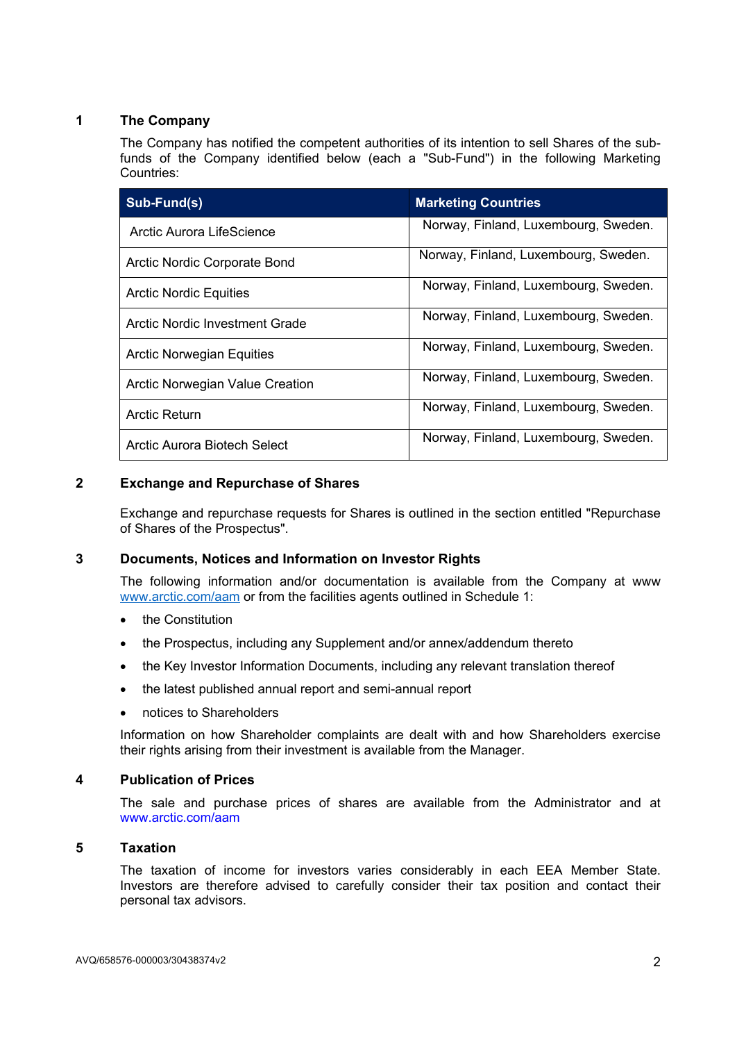## 1 The Company

The Company has notified the competent authorities of its intention to sell Shares of the sub-funds of the Company identified below (each a "Sub-Fund") in the following Marketing Countries:

| Sub-Fund(s) | Marketing Countries |
|---|---|
| Arctic Aurora LifeScience | Norway, Finland, Luxembourg, Sweden. |
| Arctic Nordic Corporate Bond | Norway, Finland, Luxembourg, Sweden. |
| Arctic Nordic Equities | Norway, Finland, Luxembourg, Sweden. |
| Arctic Nordic Investment Grade | Norway, Finland, Luxembourg, Sweden. |
| Arctic Norwegian Equities | Norway, Finland, Luxembourg, Sweden. |
| Arctic Norwegian Value Creation | Norway, Finland, Luxembourg, Sweden. |
| Arctic Return | Norway, Finland, Luxembourg, Sweden. |
| Arctic Aurora Biotech Select | Norway, Finland, Luxembourg, Sweden. |

## 2 Exchange and Repurchase of Shares

Exchange and repurchase requests for Shares is outlined in the section entitled "Repurchase of Shares of the Prospectus".

## 3 Documents, Notices and Information on Investor Rights

The following information and/or documentation is available from the Company at www www.arctic.com/aam or from the facilities agents outlined in Schedule 1:

- the Constitution
- the Prospectus, including any Supplement and/or annex/addendum thereto
- the Key Investor Information Documents, including any relevant translation thereof
- the latest published annual report and semi-annual report
- notices to Shareholders

Information on how Shareholder complaints are dealt with and how Shareholders exercise their rights arising from their investment is available from the Manager.

## 4 Publication of Prices

The sale and purchase prices of shares are available from the Administrator and at www.arctic.com/aam

## 5 Taxation

The taxation of income for investors varies considerably in each EEA Member State. Investors are therefore advised to carefully consider their tax position and contact their personal tax advisors.

AVQ/658576-000003/30438374v2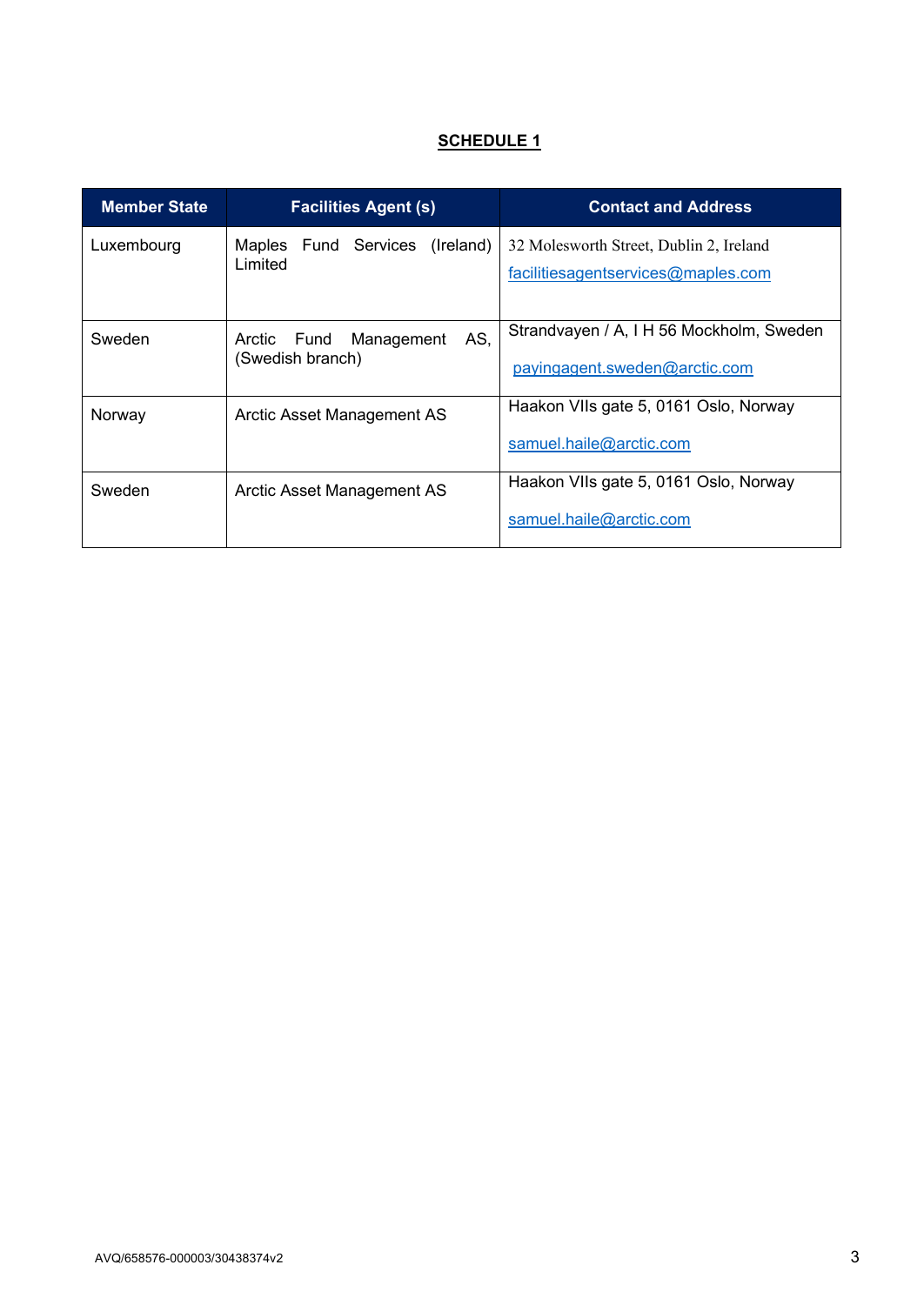## SCHEDULE 1

| Member State | Facilities Agent (s) | Contact and Address |
|---|---|---|
| Luxembourg | Maples Fund Services (Ireland) Limited | 32 Molesworth Street, Dublin 2, Ireland<br>facilitiesagentservices@maples.com |
| Sweden | Arctic Fund Management AS, (Swedish branch) | Strandvayen / A, I H 56 Mockholm, Sweden<br>payingagent.sweden@arctic.com |
| Norway | Arctic Asset Management AS | Haakon VIIs gate 5, 0161 Oslo, Norway<br>samuel.haile@arctic.com |
| Sweden | Arctic Asset Management AS | Haakon VIIs gate 5, 0161 Oslo, Norway<br>samuel.haile@arctic.com |

AVQ/658576-000003/30438374v2